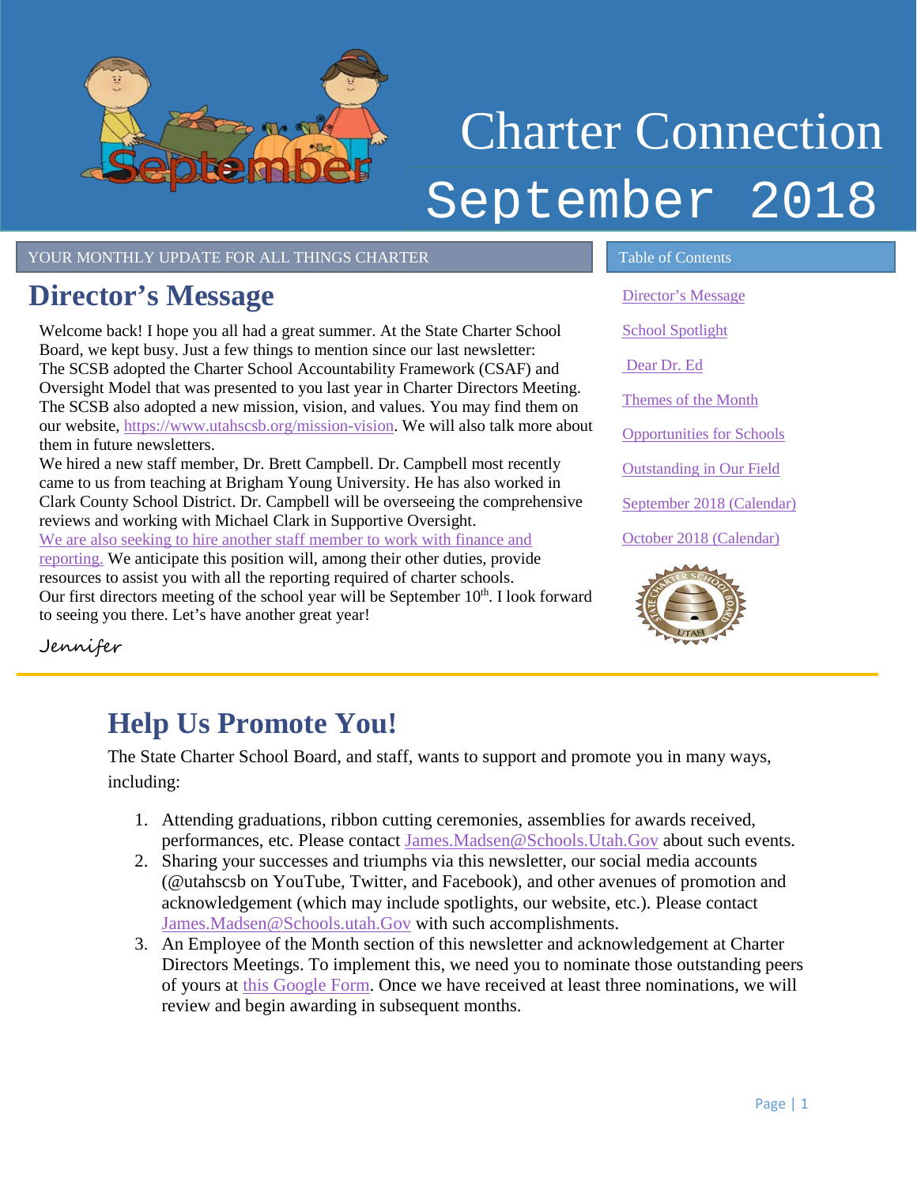# Charter Connection September 2018

YOUR MONTHLY UPDATE FOR ALL THINGS CHARTER

## Director's Message

Welcome back! I hope you all had a great summer. At the State Charter School Board, we kept busy. Just a few things to mention since our last newsletter:

The SCSB adopted the Charter School Accountability Framework (CSAF) and Oversight Model that was presented to you last year in Charter Directors Meeting.

The SCSB also adopted a new mission, vision, and values. You may find them on our website, https://www.utahscsb.org/mission-vision. We will also talk more about them in future newsletters.

We hired a new staff member, Dr. Brett Campbell. Dr. Campbell most recently came to us from teaching at Brigham Young University. He has also worked in Clark County School District. Dr. Campbell will be overseeing the comprehensive reviews and working with Michael Clark in Supportive Oversight.

We are also seeking to hire another staff member to work with finance and reporting. We anticipate this position will, among their other duties, provide resources to assist you with all the reporting required of charter schools.

Our first directors meeting of the school year will be September 10th. I look forward to seeing you there. Let's have another great year!

Jennifer

Table of Contents

- Director's Message
- School Spotlight
- Dear Dr. Ed
- Themes of the Month
- Opportunities for Schools
- Outstanding in Our Field
- September 2018 (Calendar)
- October 2018 (Calendar)

## Help Us Promote You!

The State Charter School Board, and staff, wants to support and promote you in many ways, including:

1. Attending graduations, ribbon cutting ceremonies, assemblies for awards received, performances, etc. Please contact James.Madsen@Schools.Utah.Gov about such events.
2. Sharing your successes and triumphs via this newsletter, our social media accounts (@utahscsb on YouTube, Twitter, and Facebook), and other avenues of promotion and acknowledgement (which may include spotlights, our website, etc.). Please contact James.Madsen@Schools.utah.Gov with such accomplishments.
3. An Employee of the Month section of this newsletter and acknowledgement at Charter Directors Meetings. To implement this, we need you to nominate those outstanding peers of yours at this Google Form. Once we have received at least three nominations, we will review and begin awarding in subsequent months.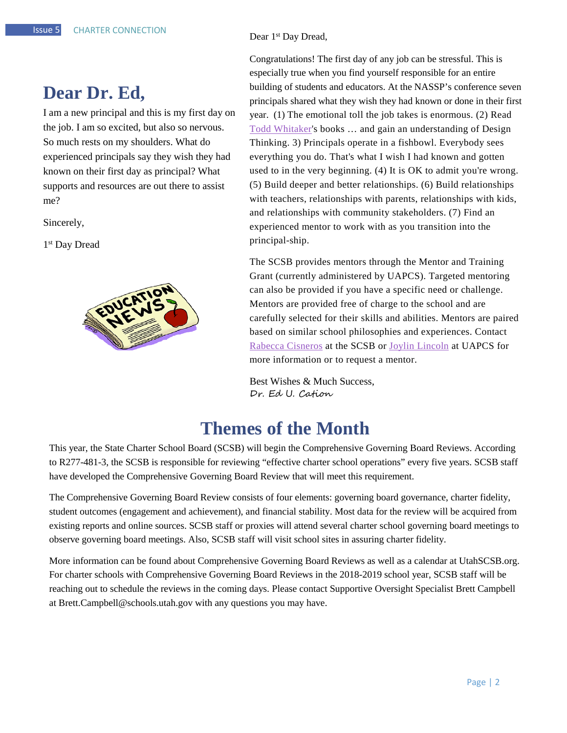# Dear Dr. Ed,

I am a new principal and this is my first day on the job. I am so excited, but also so nervous. So much rests on my shoulders. What do experienced principals say they wish they had known on their first day as principal? What supports and resources are out there to assist me?

Sincerely,

1st Day Dread

Dear 1st Day Dread,

Congratulations! The first day of any job can be stressful. This is especially true when you find yourself responsible for an entire building of students and educators. At the NASSP's conference seven principals shared what they wish they had known or done in their first year. (1) The emotional toll the job takes is enormous. (2) Read Todd Whitaker's books … and gain an understanding of Design Thinking. 3) Principals operate in a fishbowl. Everybody sees everything you do. That's what I wish I had known and gotten used to in the very beginning. (4) It is OK to admit you're wrong. (5) Build deeper and better relationships. (6) Build relationships with teachers, relationships with parents, relationships with kids, and relationships with community stakeholders. (7) Find an experienced mentor to work with as you transition into the principal-ship.

The SCSB provides mentors through the Mentor and Training Grant (currently administered by UAPCS). Targeted mentoring can also be provided if you have a specific need or challenge. Mentors are provided free of charge to the school and are carefully selected for their skills and abilities. Mentors are paired based on similar school philosophies and experiences. Contact Rabecca Cisneros at the SCSB or Joylin Lincoln at UAPCS for more information or to request a mentor.

Best Wishes & Much Success,
*Dr. Ed U. Cation*

# Themes of the Month

This year, the State Charter School Board (SCSB) will begin the Comprehensive Governing Board Reviews. According to R277-481-3, the SCSB is responsible for reviewing "effective charter school operations" every five years. SCSB staff have developed the Comprehensive Governing Board Review that will meet this requirement.

The Comprehensive Governing Board Review consists of four elements: governing board governance, charter fidelity, student outcomes (engagement and achievement), and financial stability. Most data for the review will be acquired from existing reports and online sources. SCSB staff or proxies will attend several charter school governing board meetings to observe governing board meetings. Also, SCSB staff will visit school sites in assuring charter fidelity.

More information can be found about Comprehensive Governing Board Reviews as well as a calendar at UtahSCSB.org. For charter schools with Comprehensive Governing Board Reviews in the 2018-2019 school year, SCSB staff will be reaching out to schedule the reviews in the coming days. Please contact Supportive Oversight Specialist Brett Campbell at Brett.Campbell@schools.utah.gov with any questions you may have.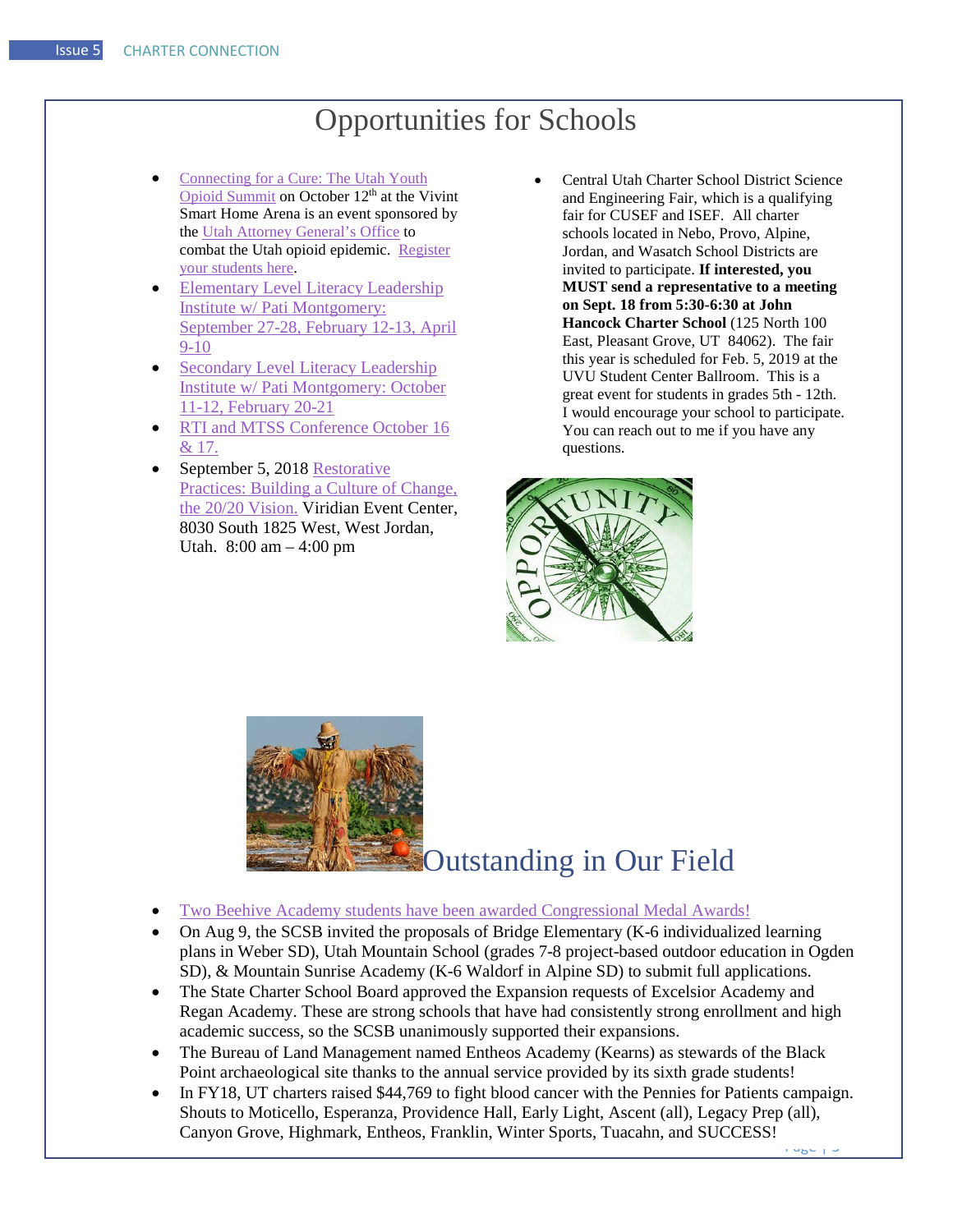# Opportunities for Schools

- Connecting for a Cure: The Utah Youth Opioid Summit on October 12th at the Vivint Smart Home Arena is an event sponsored by the Utah Attorney General's Office to combat the Utah opioid epidemic. Register your students here.
- Elementary Level Literacy Leadership Institute w/ Pati Montgomery: September 27-28, February 12-13, April 9-10
- Secondary Level Literacy Leadership Institute w/ Pati Montgomery: October 11-12, February 20-21
- RTI and MTSS Conference October 16 & 17.
- September 5, 2018 Restorative Practices: Building a Culture of Change, the 20/20 Vision. Viridian Event Center, 8030 South 1825 West, West Jordan, Utah. 8:00 am – 4:00 pm
- Central Utah Charter School District Science and Engineering Fair, which is a qualifying fair for CUSEF and ISEF. All charter schools located in Nebo, Provo, Alpine, Jordan, and Wasatch School Districts are invited to participate. **If interested, you MUST send a representative to a meeting on Sept. 18 from 5:30-6:30 at John Hancock Charter School** (125 North 100 East, Pleasant Grove, UT 84062). The fair this year is scheduled for Feb. 5, 2019 at the UVU Student Center Ballroom. This is a great event for students in grades 5th - 12th. I would encourage your school to participate. You can reach out to me if you have any questions.

# Outstanding in Our Field

- Two Beehive Academy students have been awarded Congressional Medal Awards!
- On Aug 9, the SCSB invited the proposals of Bridge Elementary (K-6 individualized learning plans in Weber SD), Utah Mountain School (grades 7-8 project-based outdoor education in Ogden SD), & Mountain Sunrise Academy (K-6 Waldorf in Alpine SD) to submit full applications.
- The State Charter School Board approved the Expansion requests of Excelsior Academy and Regan Academy. These are strong schools that have had consistently strong enrollment and high academic success, so the SCSB unanimously supported their expansions.
- The Bureau of Land Management named Entheos Academy (Kearns) as stewards of the Black Point archaeological site thanks to the annual service provided by its sixth grade students!
- In FY18, UT charters raised $44,769 to fight blood cancer with the Pennies for Patients campaign. Shouts to Moticello, Esperanza, Providence Hall, Early Light, Ascent (all), Legacy Prep (all), Canyon Grove, Highmark, Entheos, Franklin, Winter Sports, Tuacahn, and SUCCESS!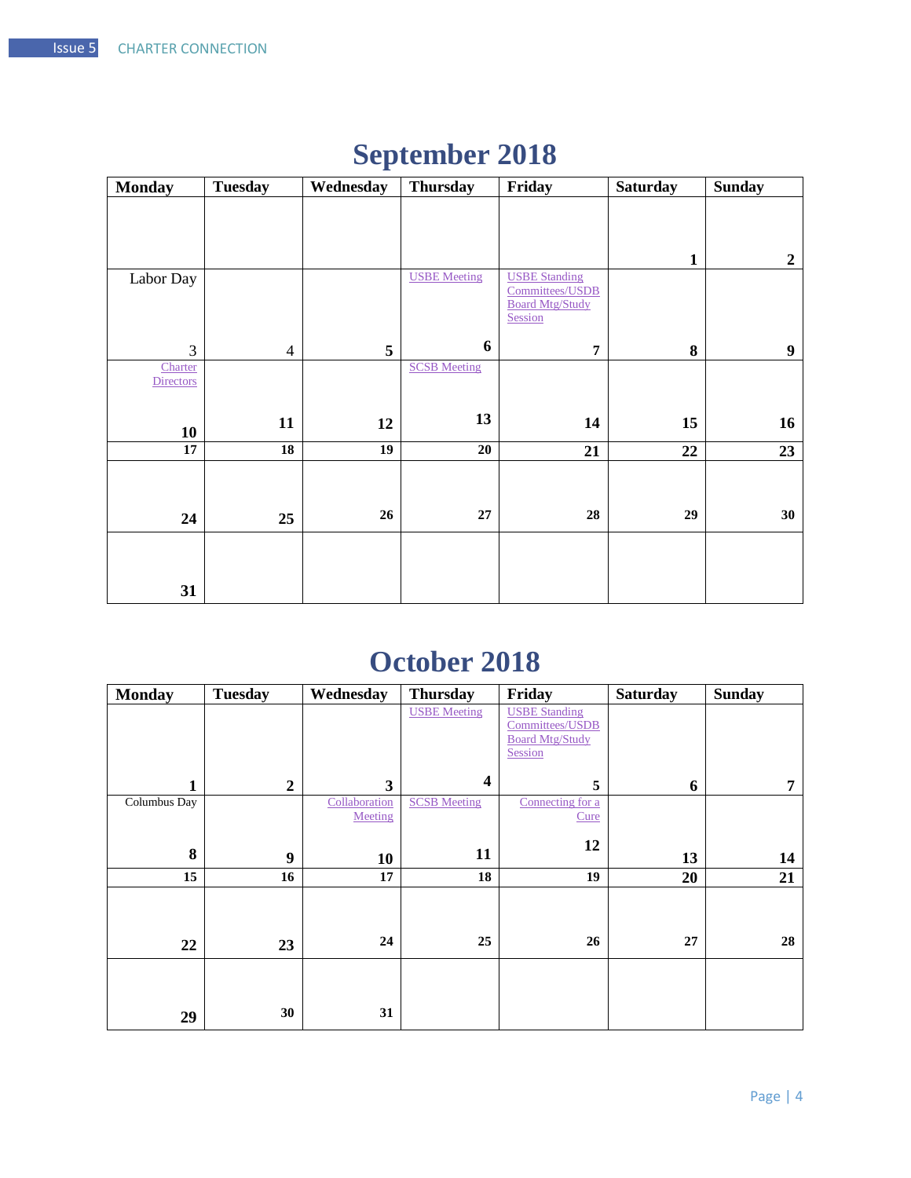# September 2018

| Monday | Tuesday | Wednesday | Thursday | Friday | Saturday | Sunday |
|---|---|---|---|---|---|---|
| | | | | | 1 | 2 |
| Labor Day 3 | 4 | 5 | USBE Meeting 6 | USBE Standing Committees/USDB Board Mtg/Study Session 7 | 8 | 9 |
| Charter Directors 10 | 11 | 12 | SCSB Meeting 13 | 14 | 15 | 16 |
| 17 | 18 | 19 | 20 | 21 | 22 | 23 |
| 24 | 25 | 26 | 27 | 28 | 29 | 30 |
| 31 | | | | | | |

# October 2018

| Monday | Tuesday | Wednesday | Thursday | Friday | Saturday | Sunday |
|---|---|---|---|---|---|---|
| 1 | 2 | 3 | USBE Meeting 4 | USBE Standing Committees/USDB Board Mtg/Study Session 5 | 6 | 7 |
| Columbus Day 8 | 9 | Collaboration Meeting 10 | SCSB Meeting 11 | Connecting for a Cure 12 | 13 | 14 |
| 15 | 16 | 17 | 18 | 19 | 20 | 21 |
| 22 | 23 | 24 | 25 | 26 | 27 | 28 |
| 29 | 30 | 31 | | | | |